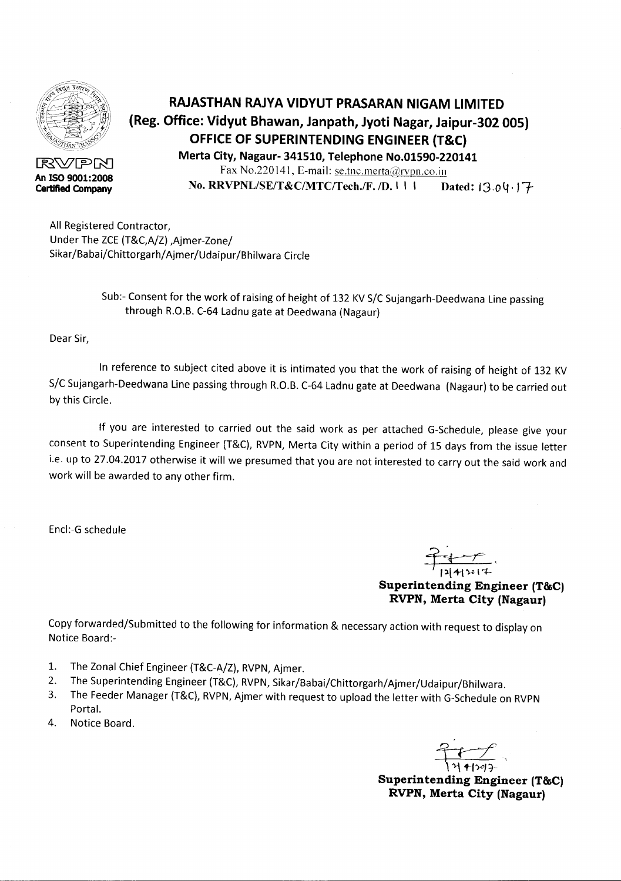RVPN

An ISO 9001:2008 Certified Company

# RAJASTHAN RAJYA VIDYUT PRASARAN NIGAM LIMITED

## (Reg. Office: Vidyut Bhawan, Janpath, Jyoti Nagar, Jaipur-302 005)

## OFFICE OF SUPERINTENDING ENGINEER (T&C)

**Merta City, Nagaur- 341510, Telephone No.01590-220141**

Fax No.220141, E-mail: se.tnc.merta@rvpn.co.in

**No. RRVPNL/SE/T&C/MTC/Tech./F. /D. 111 Dated: 13.04.17**

All Registered Contractor,
Under The ZCE (T&C,A/Z) ,Ajmer-Zone/
Sikar/Babai/Chittorgarh/Ajmer/Udaipur/Bhilwara Circle

Sub:- Consent for the work of raising of height of 132 KV S/C Sujangarh-Deedwana Line passing through R.O.B. C-64 Ladnu gate at Deedwana (Nagaur)

Dear Sir,

In reference to subject cited above it is intimated you that the work of raising of height of 132 KV S/C Sujangarh-Deedwana Line passing through R.O.B. C-64 Ladnu gate at Deedwana (Nagaur) to be carried out by this Circle.

If you are interested to carried out the said work as per attached G-Schedule, please give your consent to Superintending Engineer (T&C), RVPN, Merta City within a period of 15 days from the issue letter i.e. up to 27.04.2017 otherwise it will we presumed that you are not interested to carry out the said work and work will be awarded to any other firm.

Encl:-G schedule

12/4/2017

**Superintending Engineer (T&C)**
**RVPN, Merta City (Nagaur)**

Copy forwarded/Submitted to the following for information & necessary action with request to display on Notice Board:-

1. The Zonal Chief Engineer (T&C-A/Z), RVPN, Ajmer.
2. The Superintending Engineer (T&C), RVPN, Sikar/Babai/Chittorgarh/Ajmer/Udaipur/Bhilwara.
3. The Feeder Manager (T&C), RVPN, Ajmer with request to upload the letter with G-Schedule on RVPN Portal.
4. Notice Board.

12/4/2017

**Superintending Engineer (T&C)**
**RVPN, Merta City (Nagaur)**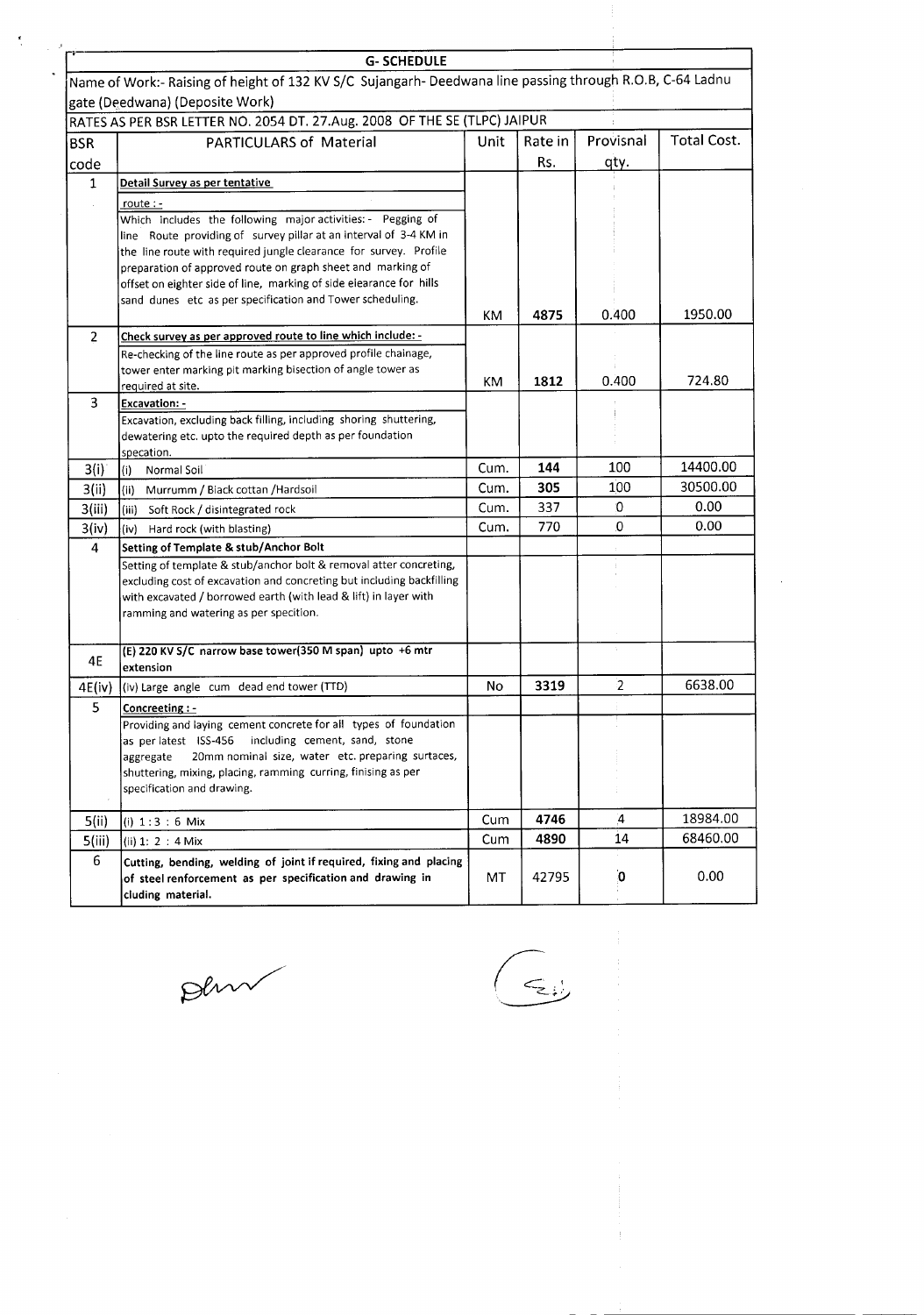## G- SCHEDULE

Name of Work:- Raising of height of 132 KV S/C Sujangarh- Deedwana line passing through R.O.B, C-64 Ladnu gate (Deedwana) (Deposite Work)

RATES AS PER BSR LETTER NO. 2054 DT. 27.Aug. 2008 OF THE SE (TLPC) JAIPUR

| BSR code | PARTICULARS of Material | Unit | Rate in Rs. | Provisnal qty. | Total Cost. |
|---|---|---|---|---|---|
| 1 | **Detail Survey as per tentative route :-** Which includes the following major activities: - Pegging of line Route providing of survey pillar at an interval of 3-4 KM in the line route with required jungle clearance for survey. Profile preparation of approved route on graph sheet and marking of offset on eighter side of line, marking of side elearance for hills sand dunes etc as per specification and Tower scheduling. | KM | 4875 | 0.400 | 1950.00 |
| 2 | **Check survey as per approved route to line which include: -** Re-checking of the line route as per approved profile chainage, tower enter marking pit marking bisection of angle tower as required at site. | KM | 1812 | 0.400 | 724.80 |
| 3 | **Excavation: -** Excavation, excluding back filling, including shoring shuttering, dewatering etc. upto the required depth as per foundation specation. | | | | |
| 3(i) | (i) Normal Soil | Cum. | 144 | 100 | 14400.00 |
| 3(ii) | (ii) Murrumm / Black cottan /Hardsoil | Cum. | 305 | 100 | 30500.00 |
| 3(iii) | (iii) Soft Rock / disintegrated rock | Cum. | 337 | 0 | 0.00 |
| 3(iv) | (iv) Hard rock (with blasting) | Cum. | 770 | 0 | 0.00 |
| 4 | **Setting of Template & stub/Anchor Bolt** Setting of template & stub/anchor bolt & removal atter concreting, excluding cost of excavation and concreting but including backfilling with excavated / borrowed earth (with lead & lift) in layer with ramming and watering as per specition. | | | | |
| 4E | **(E) 220 KV S/C narrow base tower(350 M span) upto +6 mtr extension** | | | | |
| 4E(iv) | (iv) Large angle cum dead end tower (TTD) | No | 3319 | 2 | 6638.00 |
| 5 | **Concreeting : -** Providing and laying cement concrete for all types of foundation as per latest ISS-456 including cement, sand, stone aggregate 20mm nominal size, water etc. preparing surtaces, shuttering, mixing, placing, ramming curring, finising as per specification and drawing. | | | | |
| 5(ii) | (i) 1 : 3 : 6 Mix | Cum | 4746 | 4 | 18984.00 |
| 5(iii) | (ii) 1: 2 : 4 Mix | Cum | 4890 | 14 | 68460.00 |
| 6 | **Cutting, bending, welding of joint if required, fixing and placing of steel reinforcement as per specification and drawing in cluding material.** | MT | 42795 | 0 | 0.00 |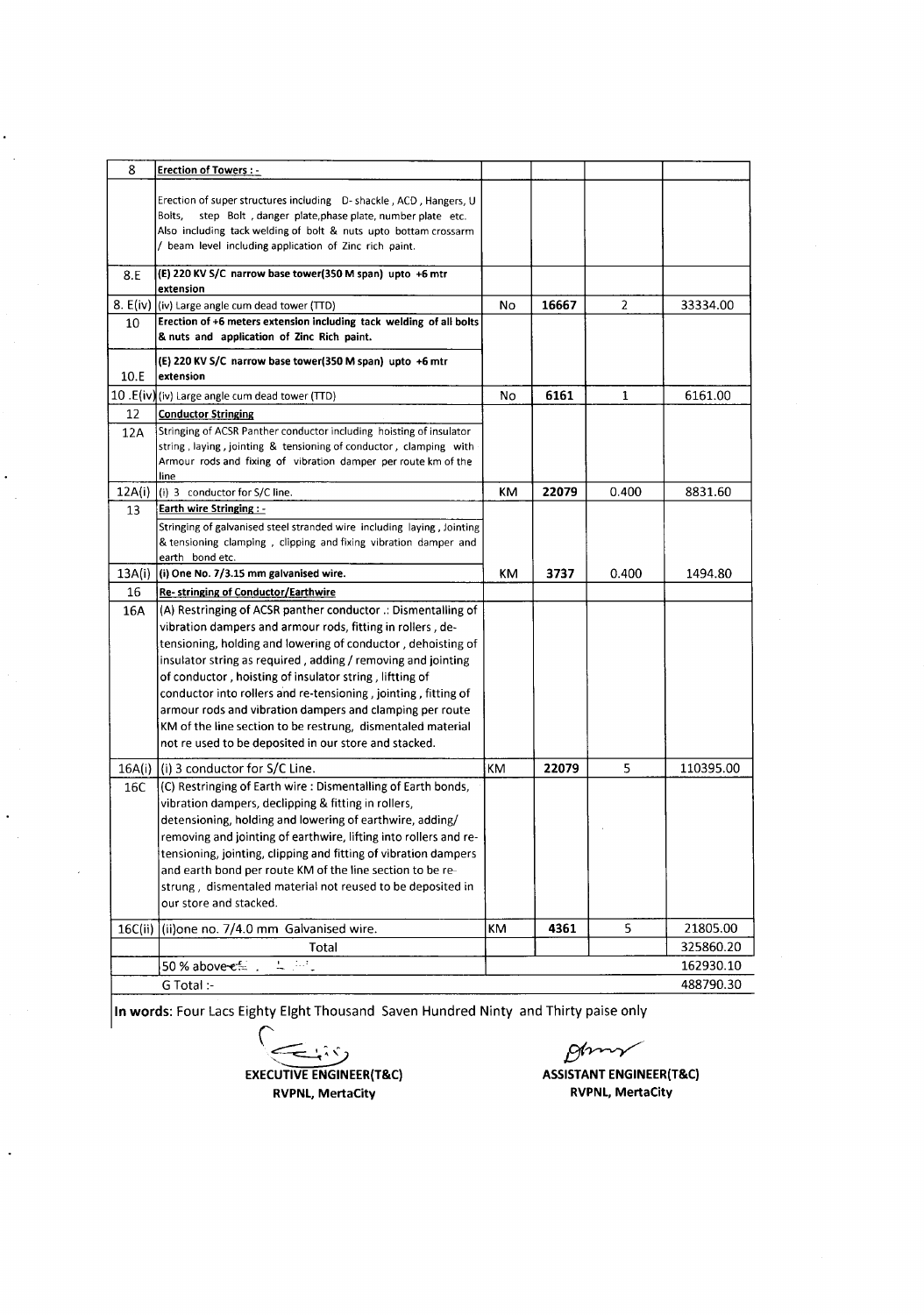| | | | | | |
|---|---|---|---|---|---|
| 8 | **Erection of Towers : -** | | | | |
| | Erection of super structures including D- shackle , ACD , Hangers, U Bolts, step Bolt , danger plate,phase plate, number plate etc. Also including tack welding of bolt & nuts upto bottam crossarm / beam level including application of Zinc rich paint. | | | | |
| 8.E | **(E) 220 KV S/C narrow base tower(350 M span) upto +6 mtr extension** | | | | |
| 8. E(iv) | (iv) Large angle cum dead tower (TTD) | No | **16667** | 2 | 33334.00 |
| 10 | **Erection of +6 meters extension including tack welding of all bolts & nuts and application of Zinc Rich paint.** | | | | |
| 10.E | **(E) 220 KV S/C narrow base tower(350 M span) upto +6 mtr extension** | | | | |
| 10 .E(iv) | (iv) Large angle cum dead tower (TTD) | No | **6161** | 1 | 6161.00 |
| 12 | **Conductor Stringing** | | | | |
| 12A | Stringing of ACSR Panther conductor including hoisting of insulator string , laying , jointing & tensioning of conductor , clamping with Armour rods and fixing of vibration damper per route km of the line | | | | |
| 12A(i) | (i) 3 conductor for S/C line. | KM | **22079** | 0.400 | 8831.60 |
| 13 | **Earth wire Stringing : -** | | | | |
| | Stringing of galvanised steel stranded wire including laying , Jointing & tensioning clamping , clipping and fixing vibration damper and earth bond etc. | | | | |
| 13A(i) | **(i) One No. 7/3.15 mm galvanised wire.** | KM | **3737** | 0.400 | 1494.80 |
| 16 | **Re- stringing of Conductor/Earthwire** | | | | |
| 16A | (A) Restringing of ACSR panther conductor .: Dismentalling of vibration dampers and armour rods, fitting in rollers , de-tensioning, holding and lowering of conductor , dehoisting of insulator string as required , adding / removing and jointing of conductor , hoisting of insulator string , liftting of conductor into rollers and re-tensioning , jointing , fitting of armour rods and vibration dampers and clamping per route KM of the line section to be restrung, dismentaled material not re used to be deposited in our store and stacked. | | | | |
| 16A(i) | (i) 3 conductor for S/C Line. | KM | 22079 | 5 | 110395.00 |
| 16C | (C) Restringing of Earth wire : Dismentalling of Earth bonds, vibration dampers, declipping & fitting in rollers, detensioning, holding and lowering of earthwire, adding/ removing and jointing of earthwire, lifting into rollers and re-tensioning, jointing, clipping and fitting of vibration dampers and earth bond per route KM of the line section to be re-strung , dismentaled material not reused to be deposited in our store and stacked. | | | | |
| 16C(ii) | (ii)one no. 7/4.0 mm Galvanised wire. | KM | 4361 | 5 | 21805.00 |
| | Total | | | | 325860.20 |
| | 50 % above | | | | 162930.10 |
| | G Total :- | | | | 488790.30 |

**In words**: Four Lacs Eighty Eight Thousand Saven Hundred Ninty and Thirty paise only

**EXECUTIVE ENGINEER(T&C)**
**RVPNL, MertaCity**

**ASSISTANT ENGINEER(T&C)**
**RVPNL, MertaCity**